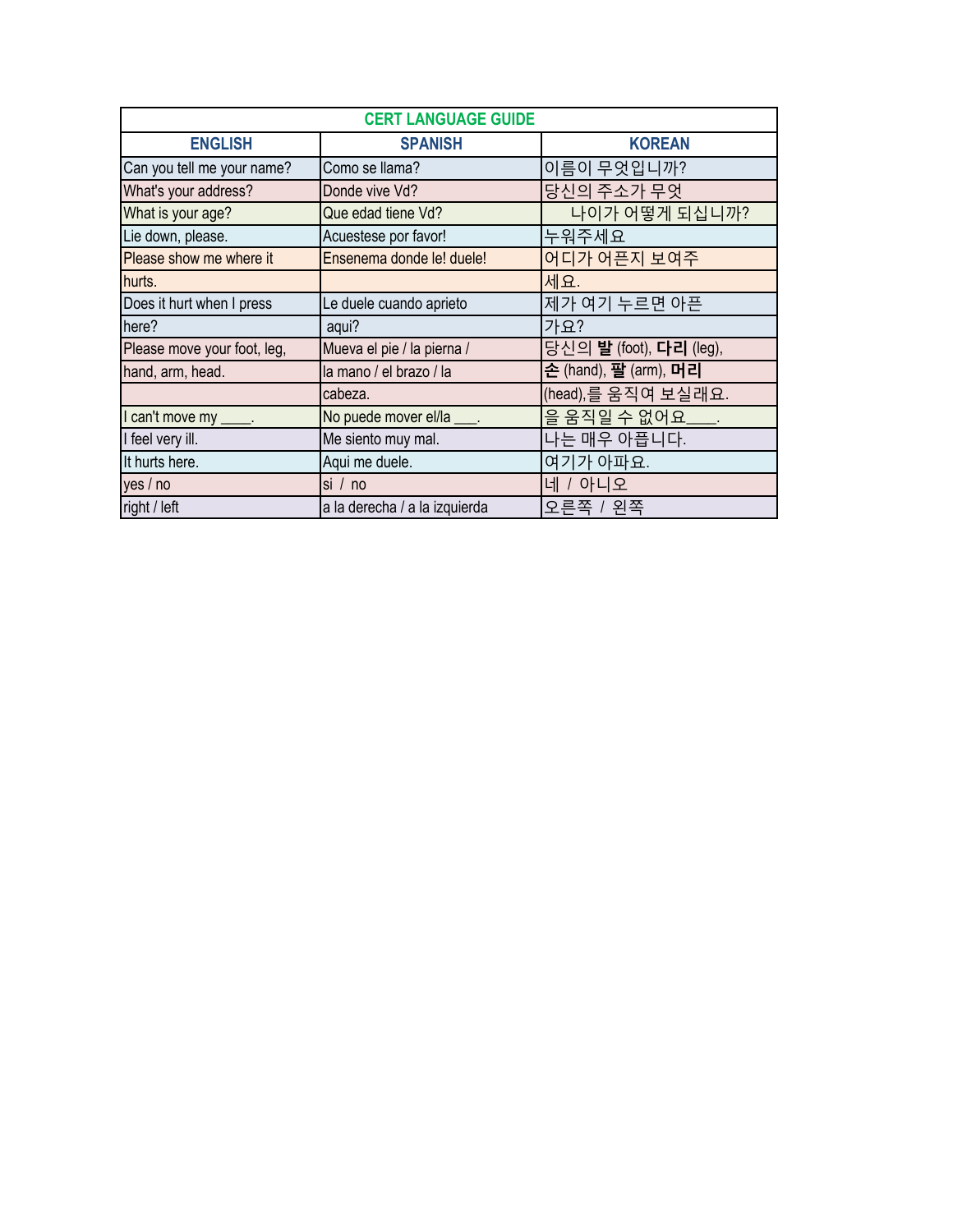| CERT LANGUAGE GUIDE | | |
|---|---|---|
| **ENGLISH** | **SPANISH** | **KOREAN** |
| Can you tell me your name? | Como se llama? | 이름이 무엇입니까? |
| What's your address? | Donde vive Vd? | 당신의 주소가 무엇 |
| What is your age? | Que edad tiene Vd? | 나이가 어떻게 되십니까? |
| Lie down, please. | Acuestese por favor! | 누워주세요 |
| Please show me where it | Ensenema donde le! duele! | 어디가 어픈지 보여주 |
| hurts. | | 세요. |
| Does it hurt when I press | Le duele cuando aprieto | 제가 여기 누르면 아픈 |
| here? | aqui? | 가요? |
| Please move your foot, leg, | Mueva el pie / la pierna / | 당신의 **발** (foot), **다리** (leg), |
| hand, arm, head. | la mano / el brazo / la | **손** (hand), **팔** (arm), **머리** |
| | cabeza. | (head),를 움직여 보실래요. |
| I can't move my ____. | No puede mover el/la ___. | 을 움직일 수 없어요____. |
| I feel very ill. | Me siento muy mal. | 나는 매우 아픕니다. |
| It hurts here. | Aqui me duele. | 여기가 아파요. |
| yes / no | si / no | 네 / 아니오 |
| right / left | a la derecha / a la izquierda | 오른쪽 / 왼쪽 |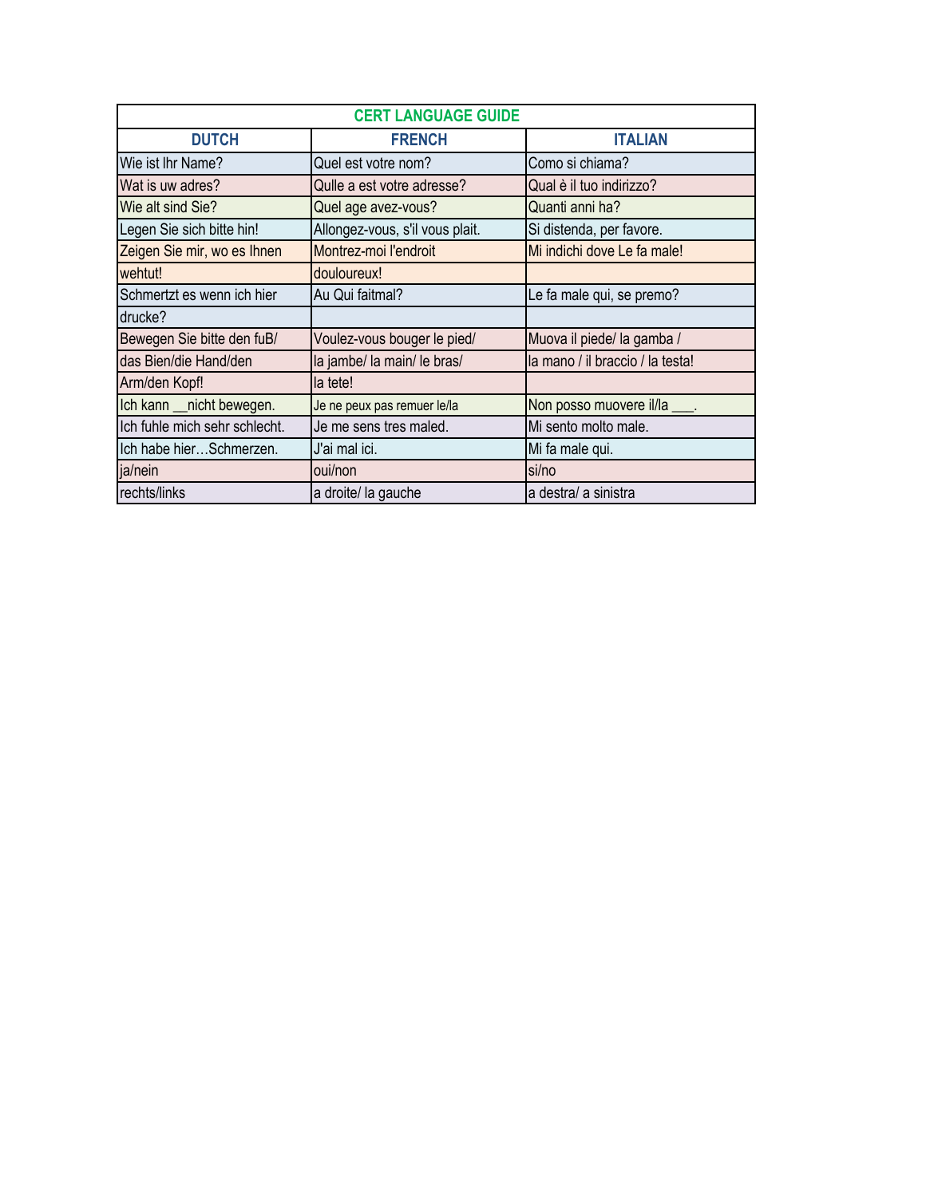| CERT LANGUAGE GUIDE | | |
|---|---|---|
| DUTCH | FRENCH | ITALIAN |
| Wie ist Ihr Name? | Quel est votre nom? | Como si chiama? |
| Wat is uw adres? | Qulle a est votre adresse? | Qual è il tuo indirizzo? |
| Wie alt sind Sie? | Quel age avez-vous? | Quanti anni ha? |
| Legen Sie sich bitte hin! | Allongez-vous, s'il vous plait. | Si distenda, per favore. |
| Zeigen Sie mir, wo es Ihnen | Montrez-moi l'endroit | Mi indichi dove Le fa male! |
| wehtut! | douloureux! | |
| Schmertzt es wenn ich hier | Au Qui faitmal? | Le fa male qui, se premo? |
| drucke? | | |
| Bewegen Sie bitte den fuB/ | Voulez-vous bouger le pied/ | Muova il piede/ la gamba / |
| das Bien/die Hand/den | la jambe/ la main/ le bras/ | la mano / il braccio / la testa! |
| Arm/den Kopf! | la tete! | |
| Ich kann __nicht bewegen. | Je ne peux pas remuer le/la | Non posso muovere il/la ___. |
| Ich fuhle mich sehr schlecht. | Je me sens tres maled. | Mi sento molto male. |
| Ich habe hier…Schmerzen. | J'ai mal ici. | Mi fa male qui. |
| ja/nein | oui/non | si/no |
| rechts/links | a droite/ la gauche | a destra/ a sinistra |